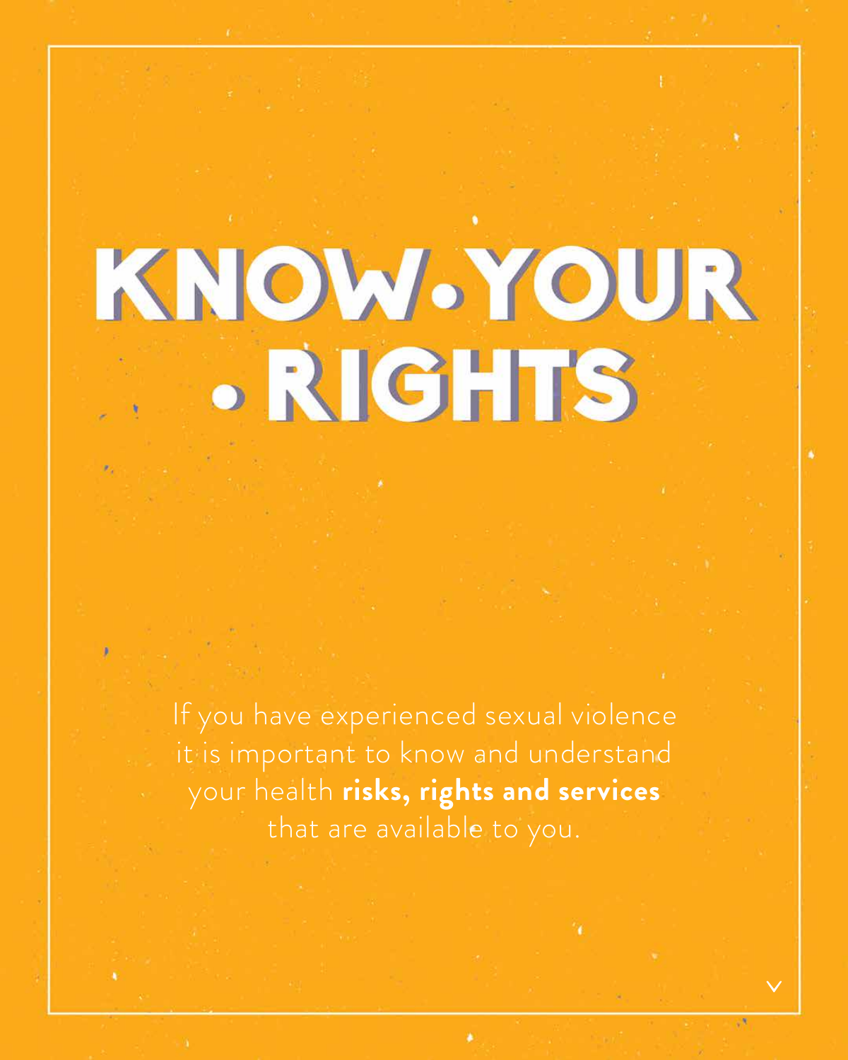# KNOW YOUR RIGHTS

If you have experienced sexual violence it is important to know and understand your health **risks, rights and services** that are available to you.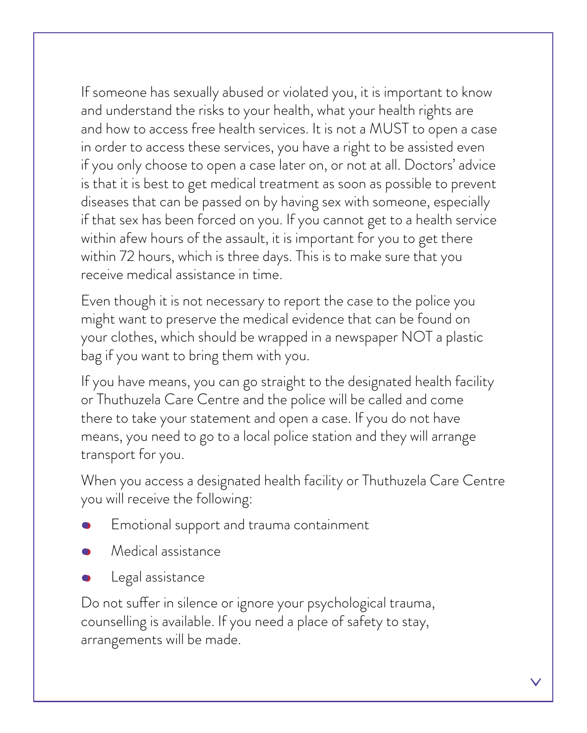If someone has sexually abused or violated you, it is important to know and understand the risks to your health, what your health rights are and how to access free health services. It is not a MUST to open a case in order to access these services, you have a right to be assisted even if you only choose to open a case later on, or not at all. Doctors' advice is that it is best to get medical treatment as soon as possible to prevent diseases that can be passed on by having sex with someone, especially if that sex has been forced on you. If you cannot get to a health service within afew hours of the assault, it is important for you to get there within 72 hours, which is three days. This is to make sure that you receive medical assistance in time.

Even though it is not necessary to report the case to the police you might want to preserve the medical evidence that can be found on your clothes, which should be wrapped in a newspaper NOT a plastic bag if you want to bring them with you.

If you have means, you can go straight to the designated health facility or Thuthuzela Care Centre and the police will be called and come there to take your statement and open a case. If you do not have means, you need to go to a local police station and they will arrange transport for you.

When you access a designated health facility or Thuthuzela Care Centre you will receive the following:

- Emotional support and trauma containment
- Medical assistance
- Legal assistance

Do not suffer in silence or ignore your psychological trauma, counselling is available. If you need a place of safety to stay, arrangements will be made.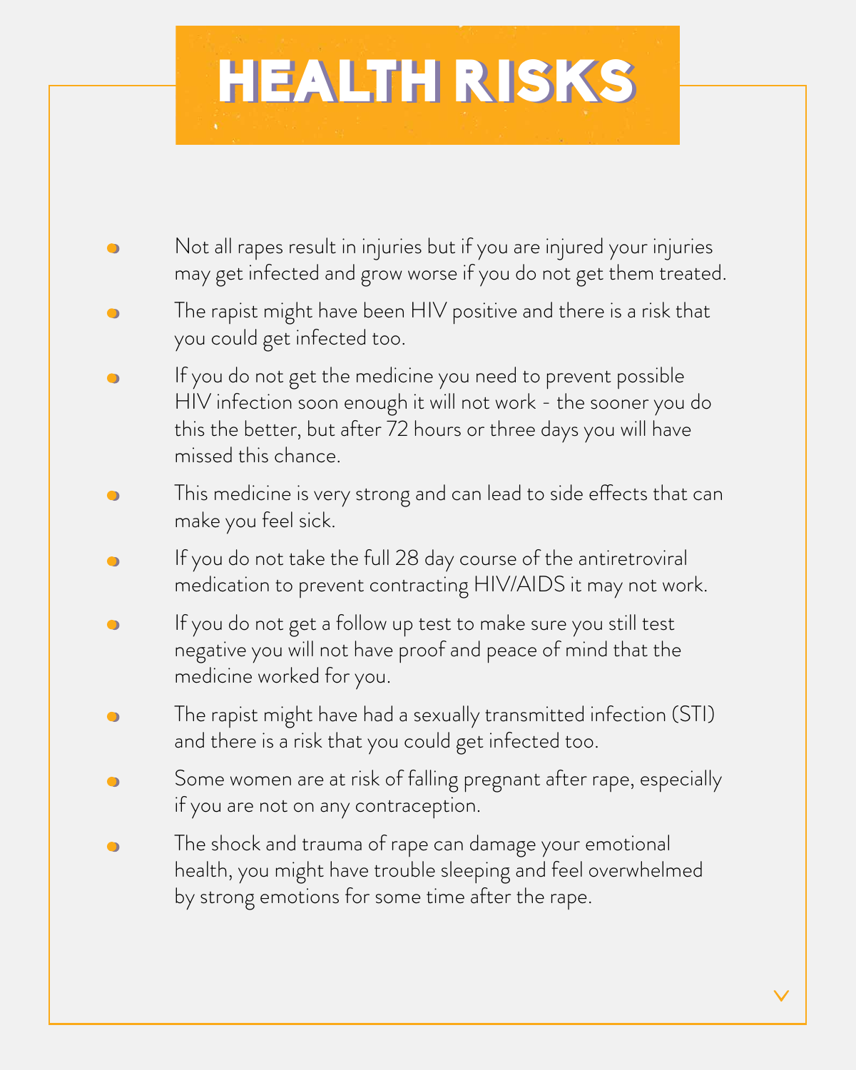# HEALTH RISKS

- Not all rapes result in injuries but if you are injured your injuries may get infected and grow worse if you do not get them treated.
- The rapist might have been HIV positive and there is a risk that you could get infected too.
- If you do not get the medicine you need to prevent possible HIV infection soon enough it will not work - the sooner you do this the better, but after 72 hours or three days you will have missed this chance.
- This medicine is very strong and can lead to side effects that can make you feel sick.
- If you do not take the full 28 day course of the antiretroviral medication to prevent contracting HIV/AIDS it may not work.
- If you do not get a follow up test to make sure you still test negative you will not have proof and peace of mind that the medicine worked for you.
- The rapist might have had a sexually transmitted infection (STI) and there is a risk that you could get infected too.
- Some women are at risk of falling pregnant after rape, especially if you are not on any contraception.
- The shock and trauma of rape can damage your emotional health, you might have trouble sleeping and feel overwhelmed by strong emotions for some time after the rape.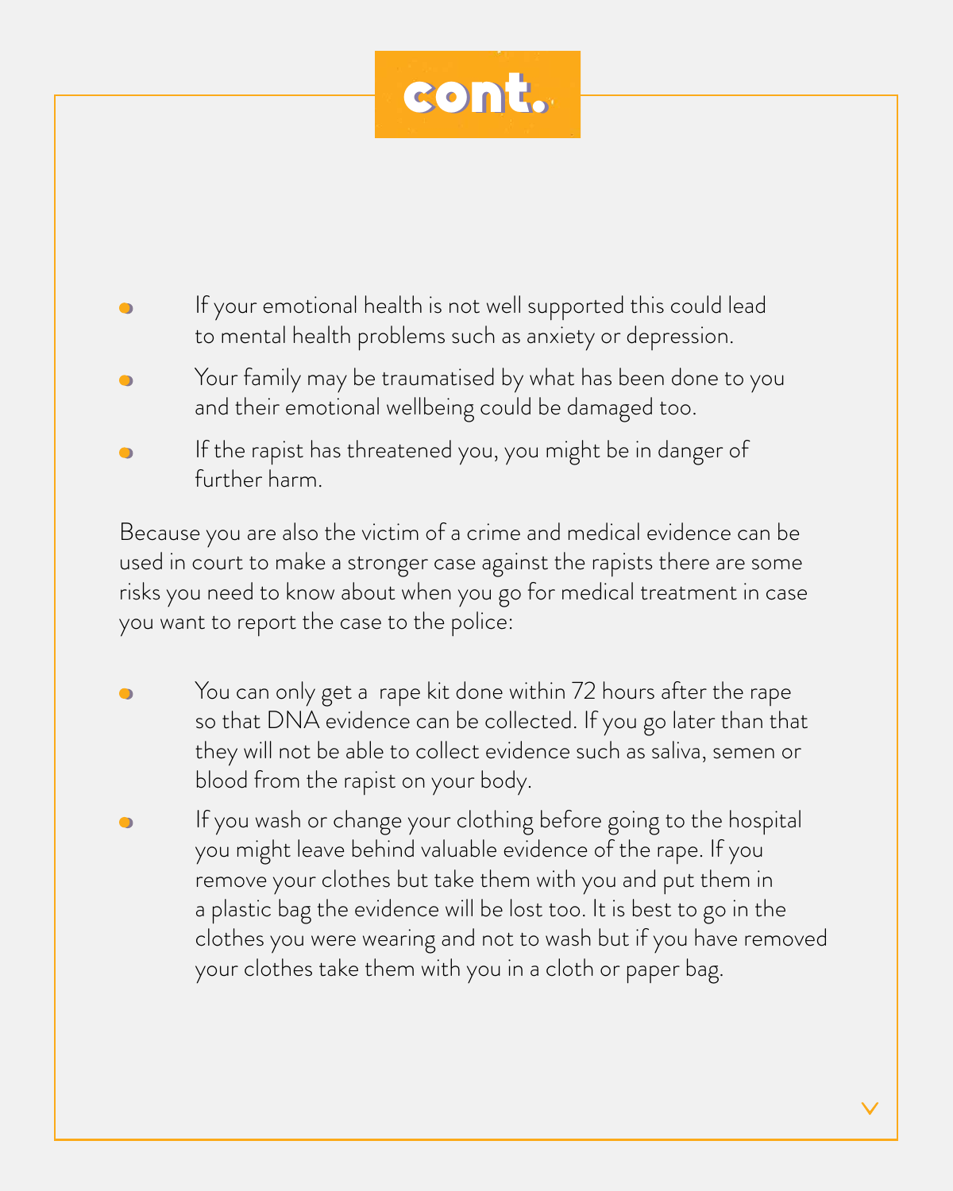# cont.

- If your emotional health is not well supported this could lead to mental health problems such as anxiety or depression.
- Your family may be traumatised by what has been done to you and their emotional wellbeing could be damaged too.
- If the rapist has threatened you, you might be in danger of further harm.

Because you are also the victim of a crime and medical evidence can be used in court to make a stronger case against the rapists there are some risks you need to know about when you go for medical treatment in case you want to report the case to the police:

- You can only get a rape kit done within 72 hours after the rape so that DNA evidence can be collected. If you go later than that they will not be able to collect evidence such as saliva, semen or blood from the rapist on your body.
- If you wash or change your clothing before going to the hospital you might leave behind valuable evidence of the rape. If you remove your clothes but take them with you and put them in a plastic bag the evidence will be lost too. It is best to go in the clothes you were wearing and not to wash but if you have removed your clothes take them with you in a cloth or paper bag.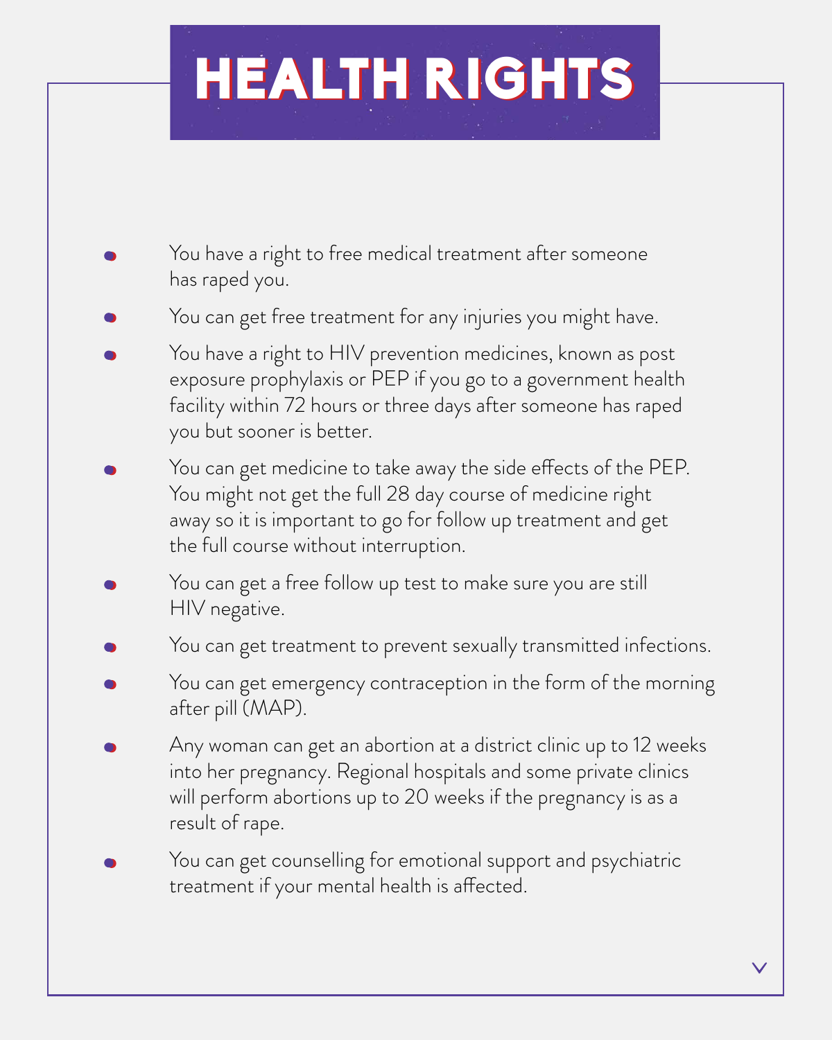# HEALTH RIGHTS

- You have a right to free medical treatment after someone has raped you.
- You can get free treatment for any injuries you might have.
- You have a right to HIV prevention medicines, known as post exposure prophylaxis or PEP if you go to a government health facility within 72 hours or three days after someone has raped you but sooner is better.
- You can get medicine to take away the side effects of the PEP. You might not get the full 28 day course of medicine right away so it is important to go for follow up treatment and get the full course without interruption.
- You can get a free follow up test to make sure you are still HIV negative.
- You can get treatment to prevent sexually transmitted infections.
- You can get emergency contraception in the form of the morning after pill (MAP).
- Any woman can get an abortion at a district clinic up to 12 weeks into her pregnancy. Regional hospitals and some private clinics will perform abortions up to 20 weeks if the pregnancy is as a result of rape.
- You can get counselling for emotional support and psychiatric treatment if your mental health is affected.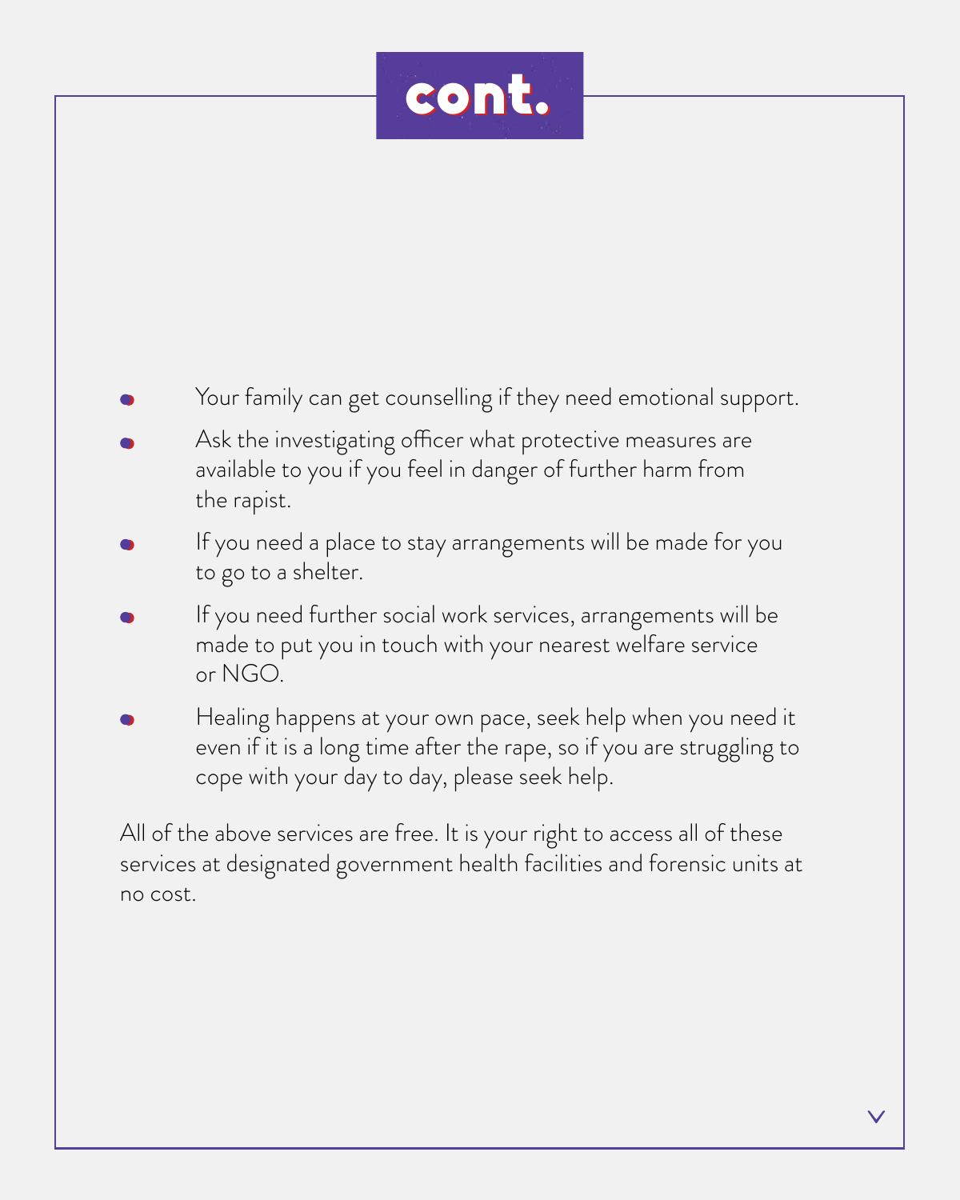# cont.

- Your family can get counselling if they need emotional support.
- Ask the investigating officer what protective measures are available to you if you feel in danger of further harm from the rapist.
- If you need a place to stay arrangements will be made for you to go to a shelter.
- If you need further social work services, arrangements will be made to put you in touch with your nearest welfare service or NGO.
- Healing happens at your own pace, seek help when you need it even if it is a long time after the rape, so if you are struggling to cope with your day to day, please seek help.

All of the above services are free. It is your right to access all of these services at designated government health facilities and forensic units at no cost.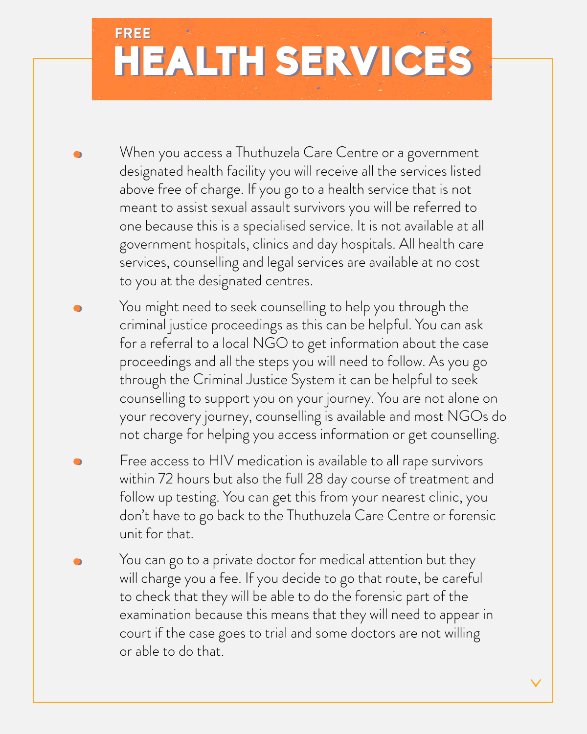# FREE HEALTH SERVICES

- When you access a Thuthuzela Care Centre or a government designated health facility you will receive all the services listed above free of charge. If you go to a health service that is not meant to assist sexual assault survivors you will be referred to one because this is a specialised service. It is not available at all government hospitals, clinics and day hospitals. All health care services, counselling and legal services are available at no cost to you at the designated centres.
- You might need to seek counselling to help you through the criminal justice proceedings as this can be helpful. You can ask for a referral to a local NGO to get information about the case proceedings and all the steps you will need to follow. As you go through the Criminal Justice System it can be helpful to seek counselling to support you on your journey. You are not alone on your recovery journey, counselling is available and most NGOs do not charge for helping you access information or get counselling.
- Free access to HIV medication is available to all rape survivors within 72 hours but also the full 28 day course of treatment and follow up testing. You can get this from your nearest clinic, you don't have to go back to the Thuthuzela Care Centre or forensic unit for that.
- You can go to a private doctor for medical attention but they will charge you a fee. If you decide to go that route, be careful to check that they will be able to do the forensic part of the examination because this means that they will need to appear in court if the case goes to trial and some doctors are not willing or able to do that.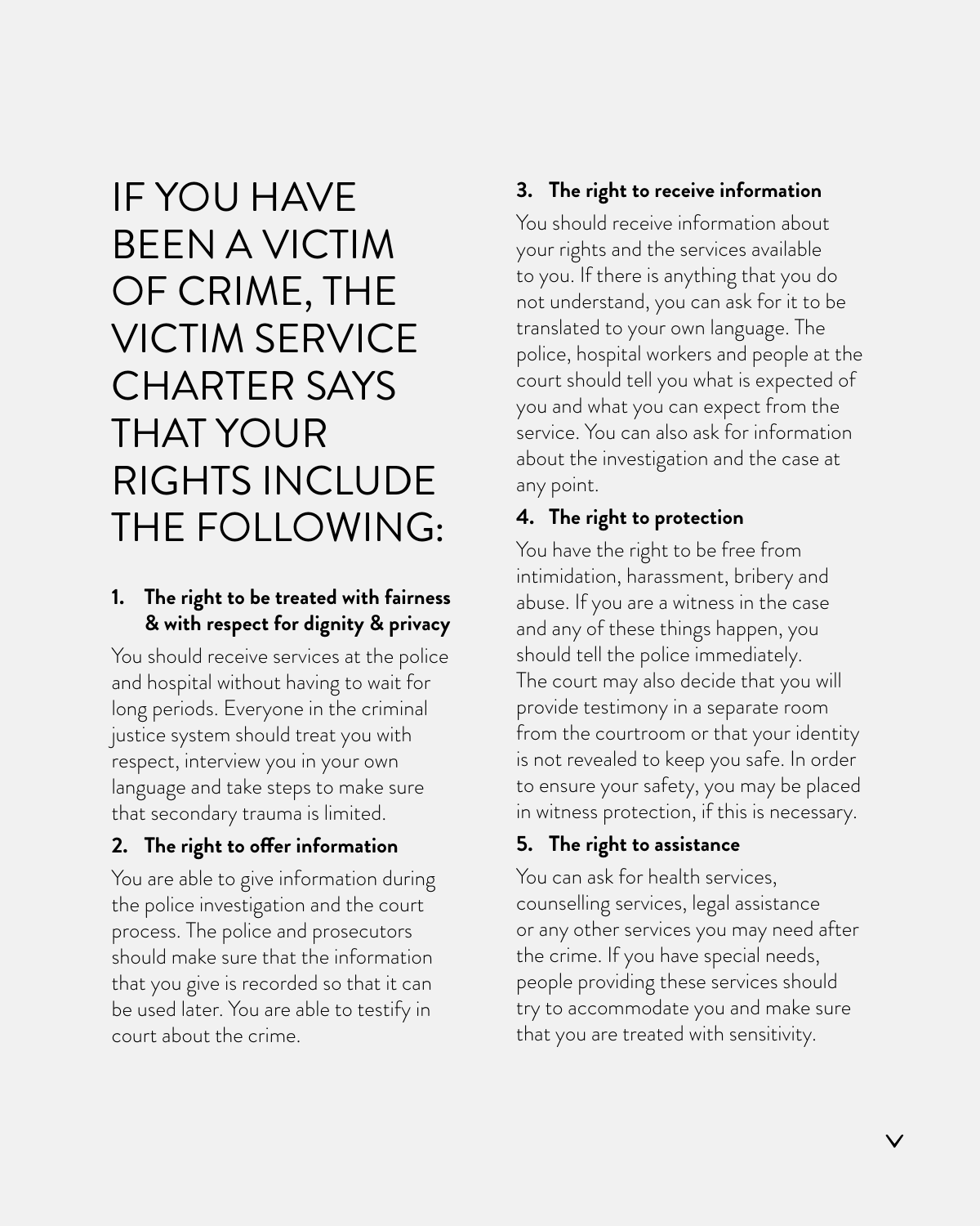# IF YOU HAVE BEEN A VICTIM OF CRIME, THE VICTIM SERVICE CHARTER SAYS THAT YOUR RIGHTS INCLUDE THE FOLLOWING:

### 1. The right to be treated with fairness & with respect for dignity & privacy

You should receive services at the police and hospital without having to wait for long periods. Everyone in the criminal justice system should treat you with respect, interview you in your own language and take steps to make sure that secondary trauma is limited.

### 2. The right to offer information

You are able to give information during the police investigation and the court process. The police and prosecutors should make sure that the information that you give is recorded so that it can be used later. You are able to testify in court about the crime.

### 3. The right to receive information

You should receive information about your rights and the services available to you. If there is anything that you do not understand, you can ask for it to be translated to your own language. The police, hospital workers and people at the court should tell you what is expected of you and what you can expect from the service. You can also ask for information about the investigation and the case at any point.

### 4. The right to protection

You have the right to be free from intimidation, harassment, bribery and abuse. If you are a witness in the case and any of these things happen, you should tell the police immediately. The court may also decide that you will provide testimony in a separate room from the courtroom or that your identity is not revealed to keep you safe. In order to ensure your safety, you may be placed in witness protection, if this is necessary.

### 5. The right to assistance

You can ask for health services, counselling services, legal assistance or any other services you may need after the crime. If you have special needs, people providing these services should try to accommodate you and make sure that you are treated with sensitivity.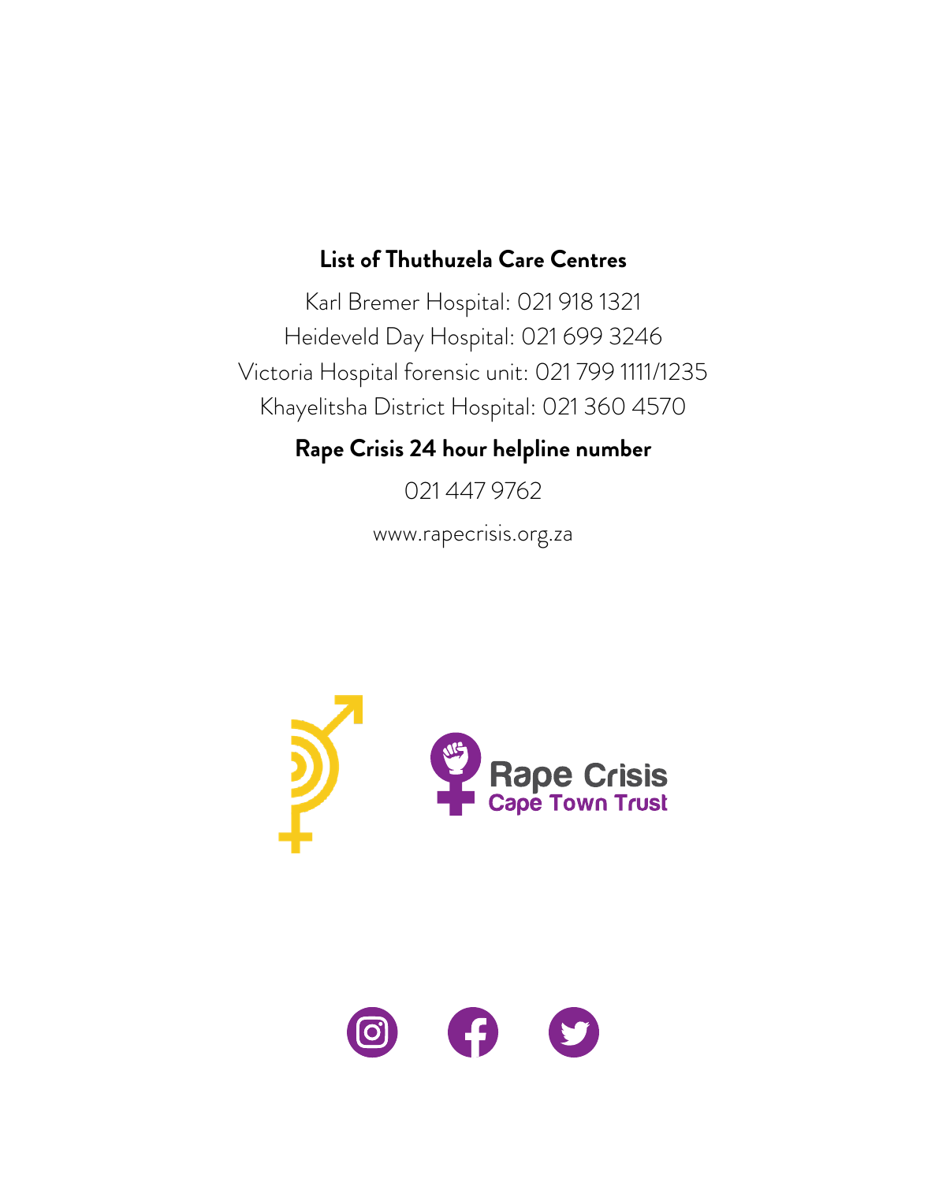## List of Thuthuzela Care Centres

Karl Bremer Hospital: 021 918 1321
Heideveld Day Hospital: 021 699 3246
Victoria Hospital forensic unit: 021 799 1111/1235
Khayelitsha District Hospital: 021 360 4570

## Rape Crisis 24 hour helpline number

021 447 9762

www.rapecrisis.org.za

Rape Crisis
Cape Town Trust